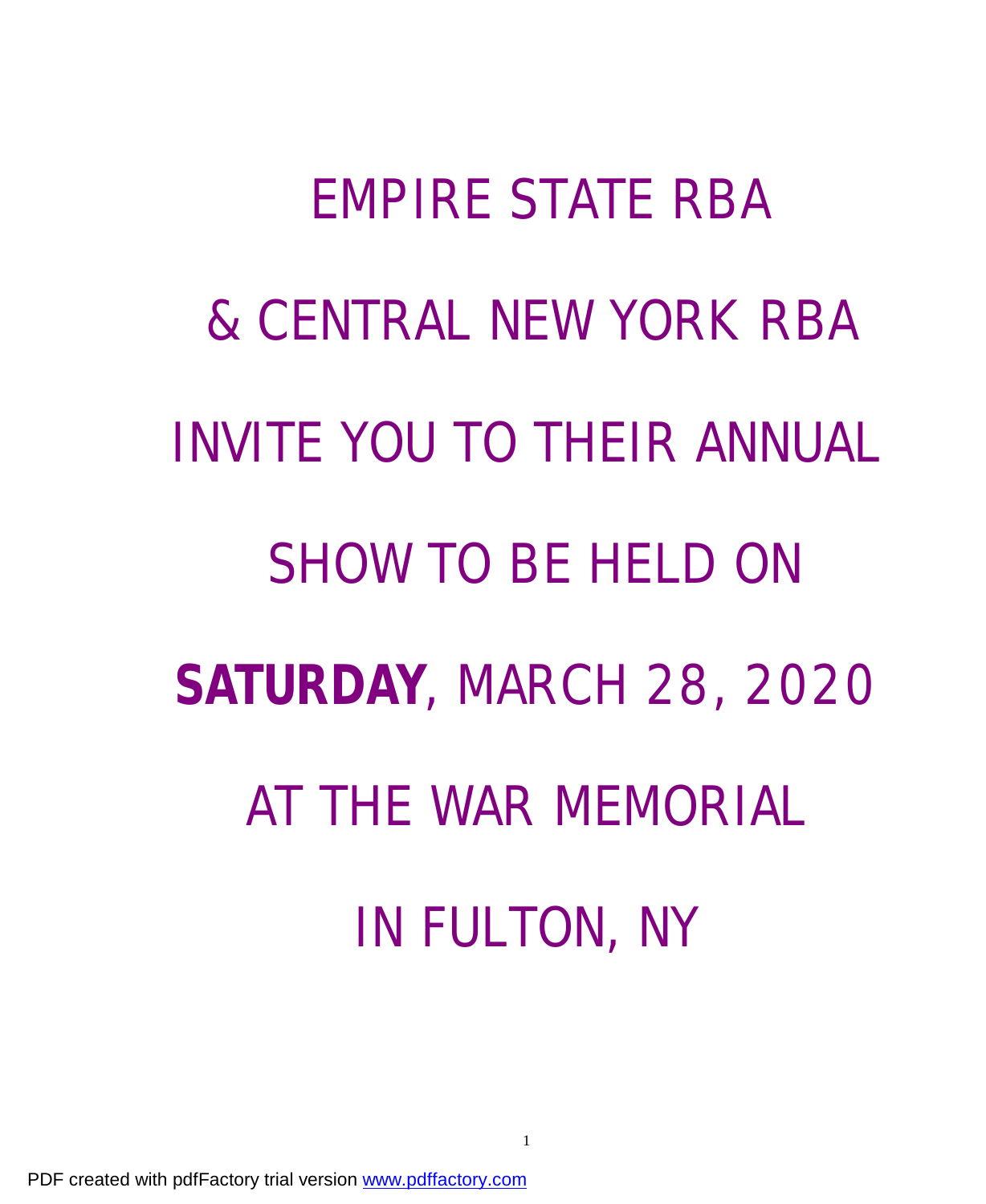EMPIRE STATE RBA

& CENTRAL NEW YORK RBA

INVITE YOU TO THEIR ANNUAL

SHOW TO BE HELD ON

**SATURDAY**, MARCH 28, 2020

AT THE WAR MEMORIAL

IN FULTON, NY

PDF created with pdfFactory trial version www.pdffactory.com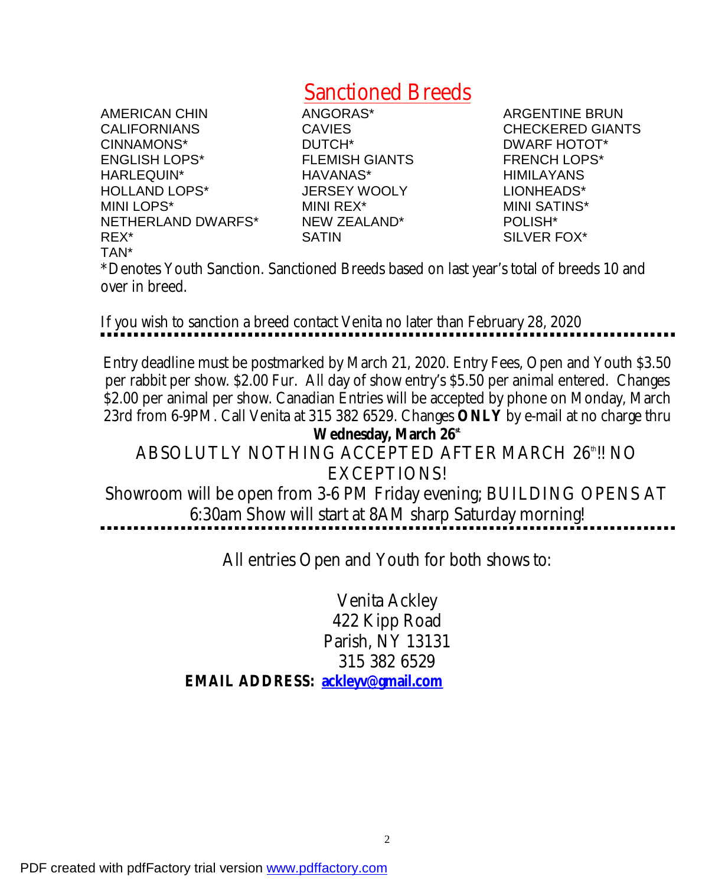## Sanctioned Breeds

AMERICAN CHIN
CALIFORNIANS
CINNAMONS*
ENGLISH LOPS*
HARLEQUIN*
HOLLAND LOPS*
MINI LOPS*
NETHERLAND DWARFS*
REX*
TAN*
ANGORAS*
CAVIES
DUTCH*
FLEMISH GIANTS
HAVANAS*
JERSEY WOOLY
MINI REX*
NEW ZEALAND*
SATIN
ARGENTINE BRUN
CHECKERED GIANTS
DWARF HOTOT*
FRENCH LOPS*
HIMILAYANS
LIONHEADS*
MINI SATINS*
POLISH*
SILVER FOX*

*Denotes Youth Sanction. Sanctioned Breeds based on last year's total of breeds 10 and over in breed.

If you wish to sanction a breed contact Venita no later than February 28, 2020

---

Entry deadline must be postmarked by March 21, 2020. Entry Fees, Open and Youth $3.50 per rabbit per show. $2.00 Fur. All day of show entry's $5.50 per animal entered. Changes $2.00 per animal per show. Canadian Entries will be accepted by phone on Monday, March 23rd from 6-9PM. Call Venita at 315 382 6529. Changes **ONLY** by e-mail at no charge thru **Wednesday, March 26st**

ABSOLUTLY NOTHING ACCEPTED AFTER MARCH 26th!! NO EXCEPTIONS!

Showroom will be open from 3-6 PM Friday evening; BUILDING OPENS AT 6:30am Show will start at 8AM sharp Saturday morning!

---

All entries Open and Youth for both shows to:

Venita Ackley
422 Kipp Road
Parish, NY 13131
315 382 6529

**EMAIL ADDRESS:** **ackleyv@gmail.com**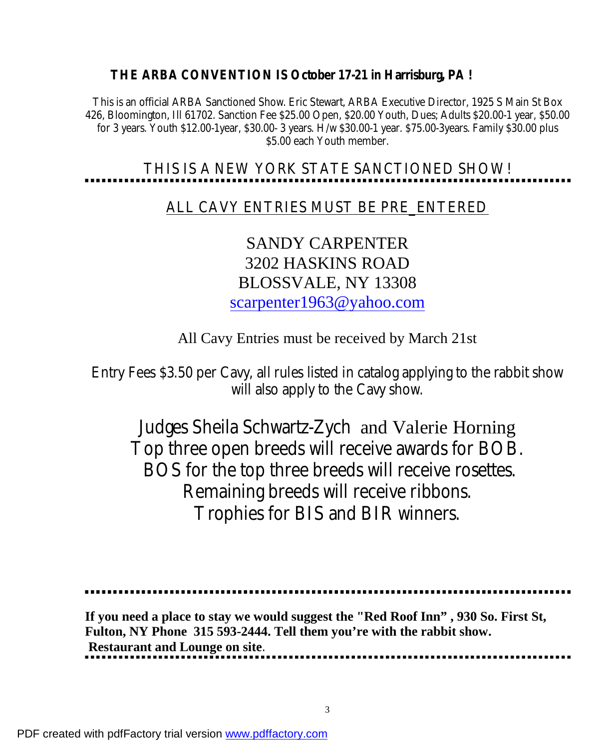**THE ARBA CONVENTION IS October 17-21 in Harrisburg, PA !**

This is an official ARBA Sanctioned Show. Eric Stewart, ARBA Executive Director, 1925 S Main St Box 426, Bloomington, Ill 61702. Sanction Fee $25.00 Open, $20.00 Youth, Dues; Adults $20.00-1 year, $50.00 for 3 years. Youth $12.00-1year, $30.00- 3 years. H/w $30.00-1 year. $75.00-3years. Family $30.00 plus $5.00 each Youth member.

THIS IS A NEW YORK STATE SANCTIONED SHOW!

---

ALL CAVY ENTRIES MUST BE PRE_ENTERED

SANDY CARPENTER
3202 HASKINS ROAD
BLOSSVALE, NY 13308
scarpenter1963@yahoo.com

All Cavy Entries must be received by March 21st

Entry Fees $3.50 per Cavy, all rules listed in catalog applying to the rabbit show will also apply to the Cavy show.

Judges Sheila Schwartz-Zych and Valerie Horning
Top three open breeds will receive awards for BOB.
BOS for the top three breeds will receive rosettes.
Remaining breeds will receive ribbons.
Trophies for BIS and BIR winners.

---

**If you need a place to stay we would suggest the "Red Roof Inn" , 930 So. First St, Fulton, NY Phone 315 593-2444. Tell them you're with the rabbit show. Restaurant and Lounge on site**.

---

PDF created with pdfFactory trial version www.pdffactory.com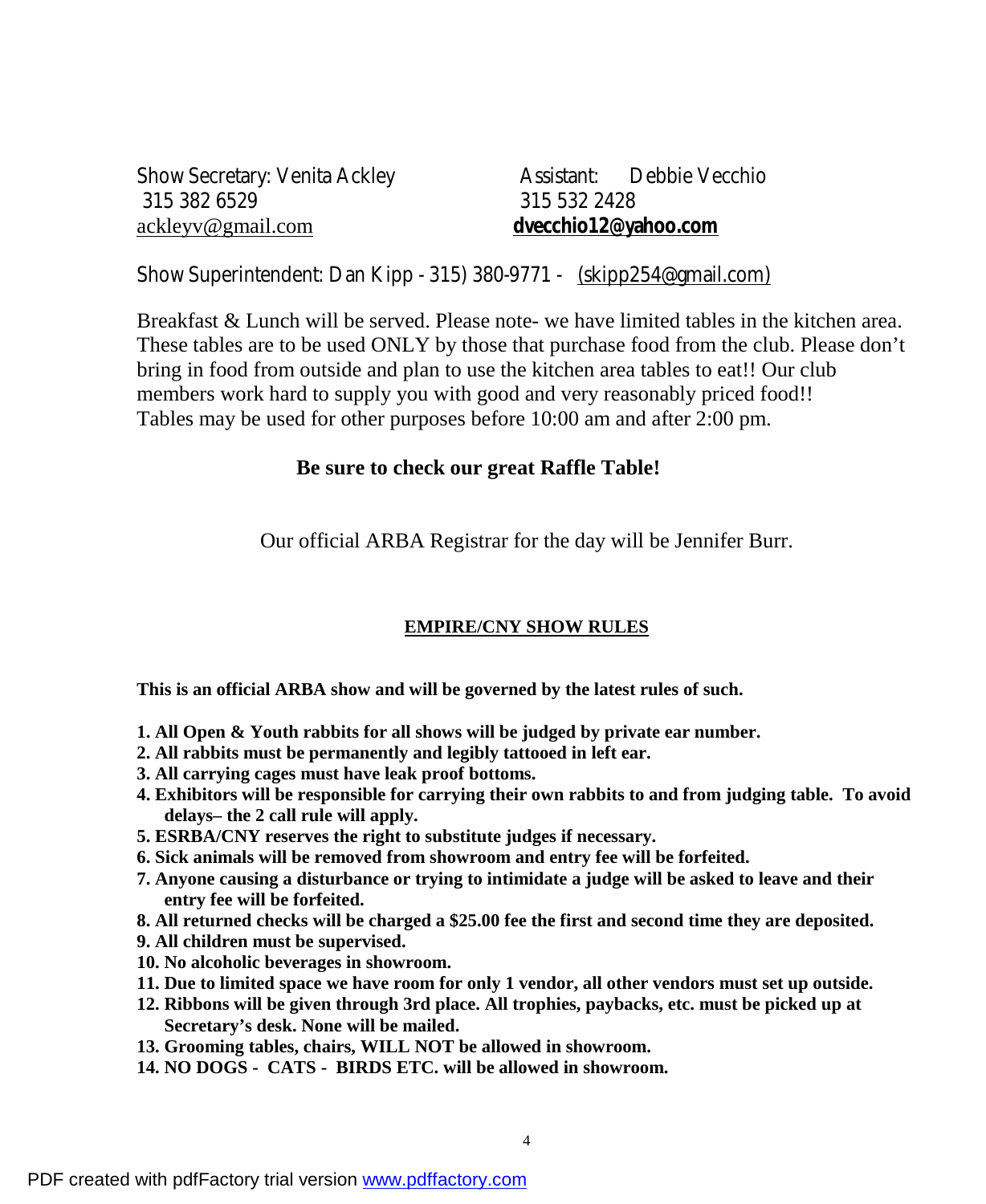Show Secretary: Venita Ackley
315 382 6529
ackleyv@gmail.com

Assistant: Debbie Vecchio
315 532 2428
**dvecchio12@yahoo.com**

Show Superintendent: Dan Kipp - 315) 380-9771 - (skipp254@gmail.com)

Breakfast & Lunch will be served. Please note- we have limited tables in the kitchen area. These tables are to be used ONLY by those that purchase food from the club. Please don't bring in food from outside and plan to use the kitchen area tables to eat!! Our club members work hard to supply you with good and very reasonably priced food!! Tables may be used for other purposes before 10:00 am and after 2:00 pm.

**Be sure to check our great Raffle Table!**

Our official ARBA Registrar for the day will be Jennifer Burr.

## EMPIRE/CNY SHOW RULES

**This is an official ARBA show and will be governed by the latest rules of such.**

**1. All Open & Youth rabbits for all shows will be judged by private ear number.**
**2. All rabbits must be permanently and legibly tattooed in left ear.**
**3. All carrying cages must have leak proof bottoms.**
**4. Exhibitors will be responsible for carrying their own rabbits to and from judging table. To avoid delays– the 2 call rule will apply.**
**5. ESRBA/CNY reserves the right to substitute judges if necessary.**
**6. Sick animals will be removed from showroom and entry fee will be forfeited.**
**7. Anyone causing a disturbance or trying to intimidate a judge will be asked to leave and their entry fee will be forfeited.**
**8. All returned checks will be charged a $25.00 fee the first and second time they are deposited.**
**9. All children must be supervised.**
**10. No alcoholic beverages in showroom.**
**11. Due to limited space we have room for only 1 vendor, all other vendors must set up outside.**
**12. Ribbons will be given through 3rd place. All trophies, paybacks, etc. must be picked up at Secretary's desk. None will be mailed.**
**13. Grooming tables, chairs, WILL NOT be allowed in showroom.**
**14. NO DOGS - CATS - BIRDS ETC. will be allowed in showroom.**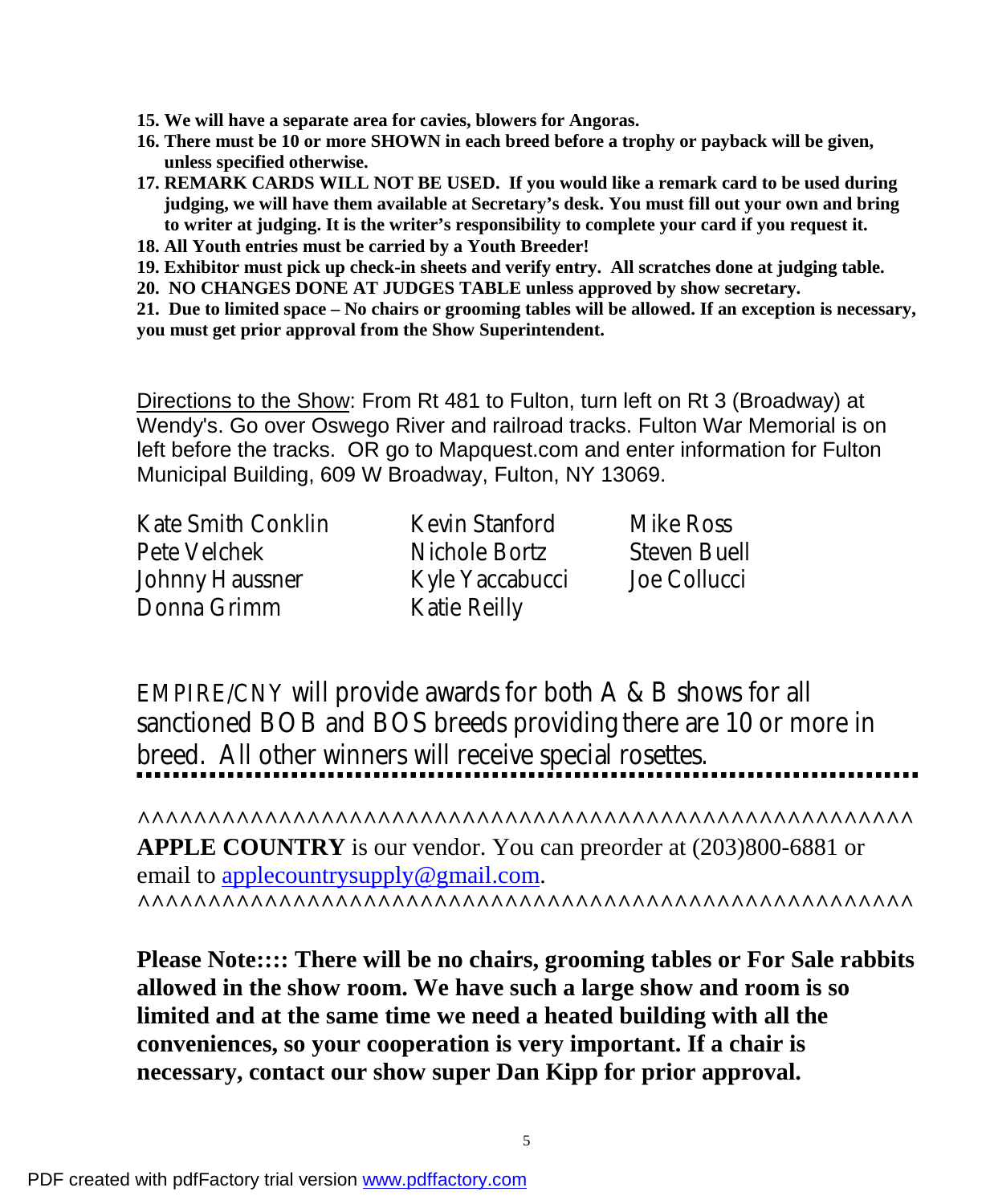**15. We will have a separate area for cavies, blowers for Angoras.**

**16. There must be 10 or more SHOWN in each breed before a trophy or payback will be given, unless specified otherwise.**

**17. REMARK CARDS WILL NOT BE USED. If you would like a remark card to be used during judging, we will have them available at Secretary's desk. You must fill out your own and bring to writer at judging. It is the writer's responsibility to complete your card if you request it.**

**18. All Youth entries must be carried by a Youth Breeder!**

**19. Exhibitor must pick up check-in sheets and verify entry. All scratches done at judging table.**

**20. NO CHANGES DONE AT JUDGES TABLE unless approved by show secretary.**

**21. Due to limited space – No chairs or grooming tables will be allowed. If an exception is necessary, you must get prior approval from the Show Superintendent.**

Directions to the Show: From Rt 481 to Fulton, turn left on Rt 3 (Broadway) at Wendy's. Go over Oswego River and railroad tracks. Fulton War Memorial is on left before the tracks. OR go to Mapquest.com and enter information for Fulton Municipal Building, 609 W Broadway, Fulton, NY 13069.

| | | |
|---|---|---|
| Kate Smith Conklin | Kevin Stanford | Mike Ross |
| Pete Velchek | Nichole Bortz | Steven Buell |
| Johnny Haussner | Kyle Yaccabucci | Joe Collucci |
| Donna Grimm | Katie Reilly | |

EMPIRE/CNY will provide awards for both A & B shows for all sanctioned BOB and BOS breeds providing there are 10 or more in breed. All other winners will receive special rosettes.

^^^^^^^^^^^^^^^^^^^^^^^^^^^^^^^^^^^^^^^^^^^^^^^^^^^^^

**APPLE COUNTRY** is our vendor. You can preorder at (203)800-6881 or email to applecountrysupply@gmail.com.

^^^^^^^^^^^^^^^^^^^^^^^^^^^^^^^^^^^^^^^^^^^^^^^^^^^^^

**Please Note:::: There will be no chairs, grooming tables or For Sale rabbits allowed in the show room. We have such a large show and room is so limited and at the same time we need a heated building with all the conveniences, so your cooperation is very important. If a chair is necessary, contact our show super Dan Kipp for prior approval.**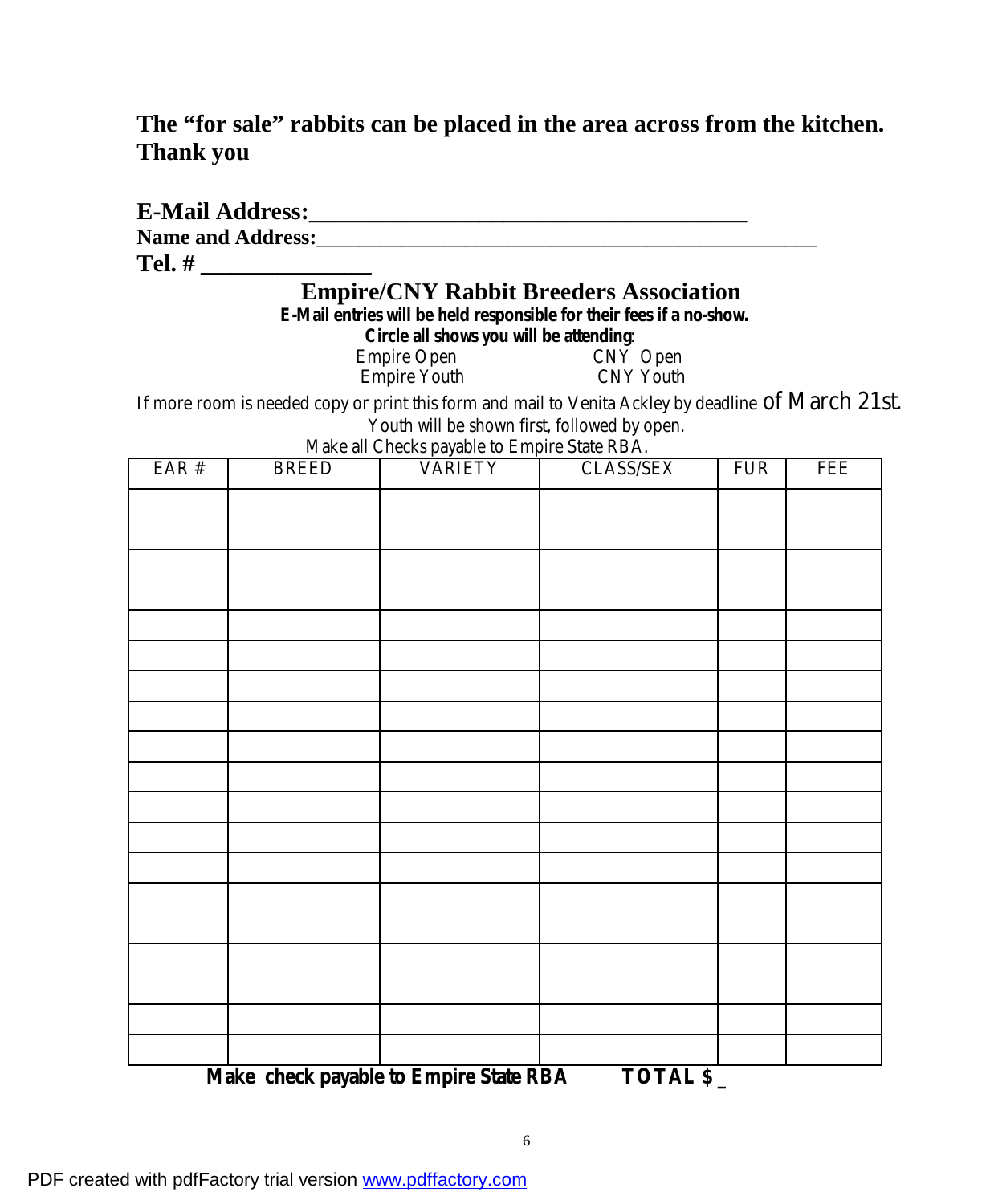**The “for sale” rabbits can be placed in the area across from the kitchen. Thank you**

**E-Mail Address:______________________________________**
**Name and Address:**_____________________________________________________
**Tel. # _______________**

## Empire/CNY Rabbit Breeders Association

**E-Mail entries will be held responsible for their fees if a no-show.**
**Circle all shows you will be attending**:

Empire Open CNY Open
Empire Youth CNY Youth

If more room is needed copy or print this form and mail to Venita Ackley by deadline of March 21st.
Youth will be shown first, followed by open.
Make all Checks payable to Empire State RBA.

| EAR # | BREED | VARIETY | CLASS/SEX | FUR | FEE |
|---|---|---|---|---|---|
| | | | | | |
| | | | | | |
| | | | | | |
| | | | | | |
| | | | | | |
| | | | | | |
| | | | | | |
| | | | | | |
| | | | | | |
| | | | | | |
| | | | | | |
| | | | | | |
| | | | | | |
| | | | | | |
| | | | | | |
| | | | | | |
| | | | | | |
| | | | | | |
| | | | | | |

**Make check payable to Empire State RBA** **TOTAL $ _**

PDF created with pdfFactory trial version www.pdffactory.com